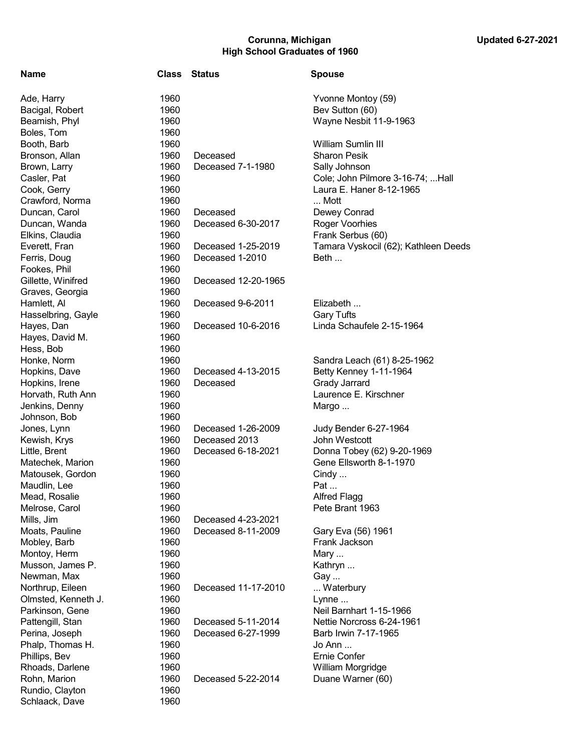# Corunna, Michigan
## High School Graduates of 1960

Updated 6-27-2021

| Name | Class | Status | Spouse |
|---|---|---|---|
| Ade, Harry | 1960 | | Yvonne Montoy (59) |
| Bacigal, Robert | 1960 | | Bev Sutton (60) |
| Beamish, Phyl | 1960 | | Wayne Nesbit 11-9-1963 |
| Boles, Tom | 1960 | | |
| Booth, Barb | 1960 | | William Sumlin III |
| Bronson, Allan | 1960 | Deceased | Sharon Pesik |
| Brown, Larry | 1960 | Deceased 7-1-1980 | Sally Johnson |
| Casler, Pat | 1960 | | Cole; John Pilmore 3-16-74; ...Hall |
| Cook, Gerry | 1960 | | Laura E. Haner 8-12-1965 |
| Crawford, Norma | 1960 | | ... Mott |
| Duncan, Carol | 1960 | Deceased | Dewey Conrad |
| Duncan, Wanda | 1960 | Deceased 6-30-2017 | Roger Voorhies |
| Elkins, Claudia | 1960 | | Frank Serbus (60) |
| Everett, Fran | 1960 | Deceased 1-25-2019 | Tamara Vyskocil (62); Kathleen Deeds |
| Ferris, Doug | 1960 | Deceased 1-2010 | Beth ... |
| Fookes, Phil | 1960 | | |
| Gillette, Winifred | 1960 | Deceased 12-20-1965 | |
| Graves, Georgia | 1960 | | |
| Hamlett, Al | 1960 | Deceased 9-6-2011 | Elizabeth ... |
| Hasselbring, Gayle | 1960 | | Gary Tufts |
| Hayes, Dan | 1960 | Deceased 10-6-2016 | Linda Schaufele 2-15-1964 |
| Hayes, David M. | 1960 | | |
| Hess, Bob | 1960 | | |
| Honke, Norm | 1960 | | Sandra Leach (61) 8-25-1962 |
| Hopkins, Dave | 1960 | Deceased 4-13-2015 | Betty Kenney 1-11-1964 |
| Hopkins, Irene | 1960 | Deceased | Grady Jarrard |
| Horvath, Ruth Ann | 1960 | | Laurence E. Kirschner |
| Jenkins, Denny | 1960 | | Margo ... |
| Johnson, Bob | 1960 | | |
| Jones, Lynn | 1960 | Deceased 1-26-2009 | Judy Bender 6-27-1964 |
| Kewish, Krys | 1960 | Deceased 2013 | John Westcott |
| Little, Brent | 1960 | Deceased 6-18-2021 | Donna Tobey (62) 9-20-1969 |
| Matechek, Marion | 1960 | | Gene Ellsworth 8-1-1970 |
| Matousek, Gordon | 1960 | | Cindy ... |
| Maudlin, Lee | 1960 | | Pat ... |
| Mead, Rosalie | 1960 | | Alfred Flagg |
| Melrose, Carol | 1960 | | Pete Brant 1963 |
| Mills, Jim | 1960 | Deceased 4-23-2021 | |
| Moats, Pauline | 1960 | Deceased 8-11-2009 | Gary Eva (56) 1961 |
| Mobley, Barb | 1960 | | Frank Jackson |
| Montoy, Herm | 1960 | | Mary ... |
| Musson, James P. | 1960 | | Kathryn ... |
| Newman, Max | 1960 | | Gay ... |
| Northrup, Eileen | 1960 | Deceased 11-17-2010 | ... Waterbury |
| Olmsted, Kenneth J. | 1960 | | Lynne ... |
| Parkinson, Gene | 1960 | | Neil Barnhart 1-15-1966 |
| Pattengill, Stan | 1960 | Deceased 5-11-2014 | Nettie Norcross 6-24-1961 |
| Perina, Joseph | 1960 | Deceased 6-27-1999 | Barb Irwin 7-17-1965 |
| Phalp, Thomas H. | 1960 | | Jo Ann ... |
| Phillips, Bev | 1960 | | Ernie Confer |
| Rhoads, Darlene | 1960 | | William Morgridge |
| Rohn, Marion | 1960 | Deceased 5-22-2014 | Duane Warner (60) |
| Rundio, Clayton | 1960 | | |
| Schlaack, Dave | 1960 | | |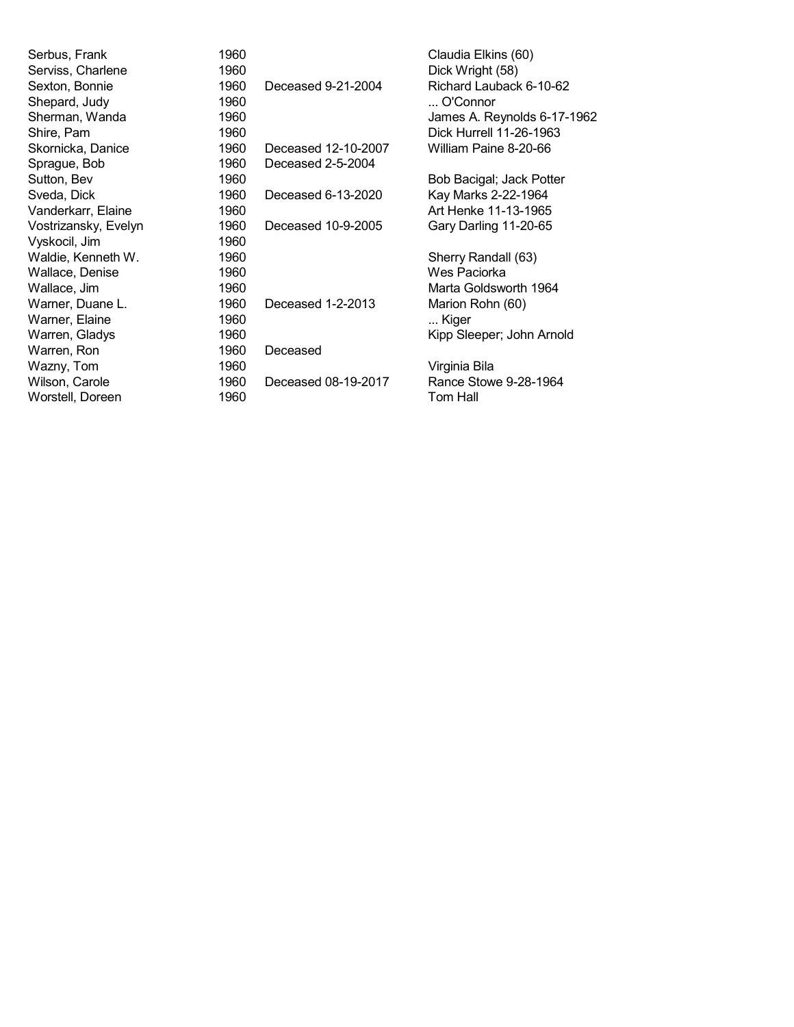| | | | |
|---|---|---|---|
| Serbus, Frank | 1960 | | Claudia Elkins (60) |
| Serviss, Charlene | 1960 | | Dick Wright (58) |
| Sexton, Bonnie | 1960 | Deceased 9-21-2004 | Richard Lauback 6-10-62 |
| Shepard, Judy | 1960 | | ... O'Connor |
| Sherman, Wanda | 1960 | | James A. Reynolds 6-17-1962 |
| Shire, Pam | 1960 | | Dick Hurrell 11-26-1963 |
| Skornicka, Danice | 1960 | Deceased 12-10-2007 | William Paine 8-20-66 |
| Sprague, Bob | 1960 | Deceased 2-5-2004 | |
| Sutton, Bev | 1960 | | Bob Bacigal; Jack Potter |
| Sveda, Dick | 1960 | Deceased 6-13-2020 | Kay Marks 2-22-1964 |
| Vanderkarr, Elaine | 1960 | | Art Henke 11-13-1965 |
| Vostrizansky, Evelyn | 1960 | Deceased 10-9-2005 | Gary Darling 11-20-65 |
| Vyskocil, Jim | 1960 | | |
| Waldie, Kenneth W. | 1960 | | Sherry Randall (63) |
| Wallace, Denise | 1960 | | Wes Paciorka |
| Wallace, Jim | 1960 | | Marta Goldsworth 1964 |
| Warner, Duane L. | 1960 | Deceased 1-2-2013 | Marion Rohn (60) |
| Warner, Elaine | 1960 | | ... Kiger |
| Warren, Gladys | 1960 | | Kipp Sleeper; John Arnold |
| Warren, Ron | 1960 | Deceased | |
| Wazny, Tom | 1960 | | Virginia Bila |
| Wilson, Carole | 1960 | Deceased 08-19-2017 | Rance Stowe 9-28-1964 |
| Worstell, Doreen | 1960 | | Tom Hall |